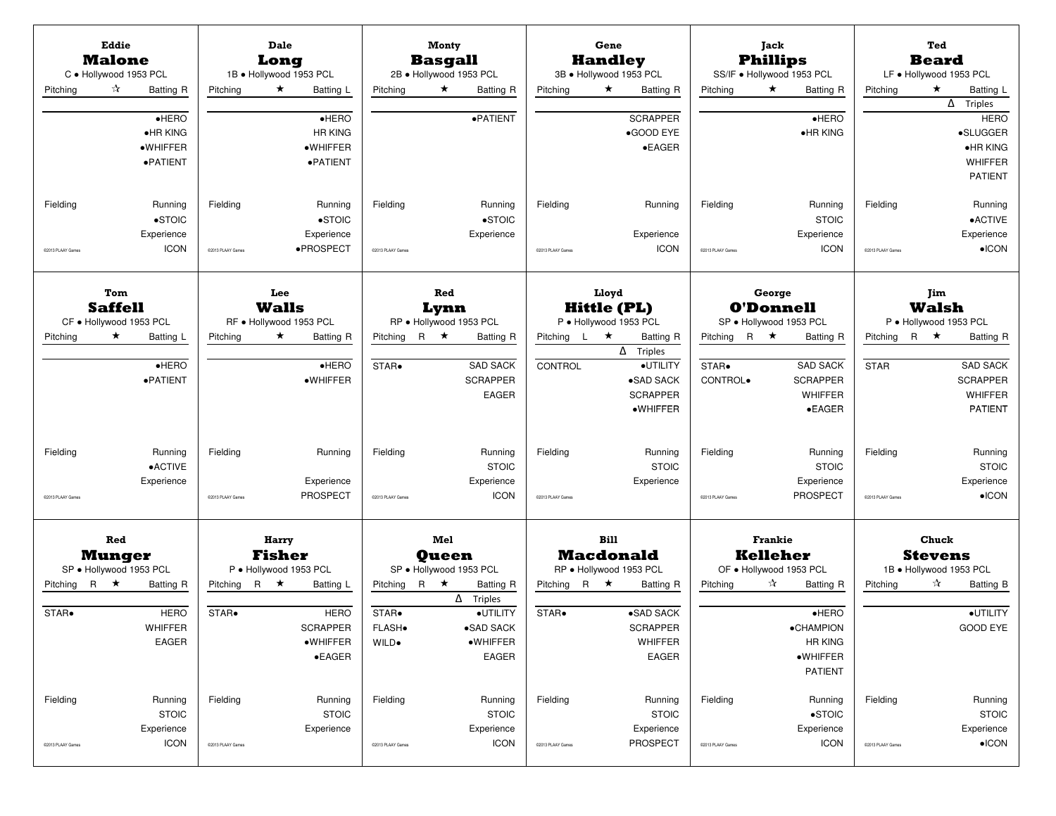### Eddie Malone
C • Hollywood 1953 PCL

Pitching ☆ Batting R

•HERO
•HR KING
•WHIFFER
•PATIENT

Fielding

Running
•STOIC

Experience
ICON

©2013 PLAAY Games

---

### Dale Long
1B • Hollywood 1953 PCL

Pitching ★ Batting L

•HERO
HR KING
•WHIFFER
•PATIENT

Fielding

Running
•STOIC

Experience
•PROSPECT

©2013 PLAAY Games

---

### Monty Basgall
2B • Hollywood 1953 PCL

Pitching ★ Batting R

•PATIENT

Fielding

Running
•STOIC

Experience

©2013 PLAAY Games

---

### Gene Handley
3B • Hollywood 1953 PCL

Pitching ★ Batting R

SCRAPPER
•GOOD EYE
•EAGER

Fielding

Running

Experience
ICON

©2013 PLAAY Games

---

### Jack Phillips
SS/IF • Hollywood 1953 PCL

Pitching ★ Batting R

•HERO
•HR KING

Fielding

Running
STOIC

Experience
ICON

©2013 PLAAY Games

---

### Ted Beard
LF • Hollywood 1953 PCL

Pitching ★ Batting L

Δ Triples

HERO
•SLUGGER
•HR KING
WHIFFER
PATIENT

Fielding

Running
•ACTIVE

Experience
•ICON

©2013 PLAAY Games

---

### Tom Saffell
CF • Hollywood 1953 PCL

Pitching ★ Batting L

•HERO
•PATIENT

Fielding

Running
•ACTIVE

Experience

©2013 PLAAY Games

---

### Lee Walls
RF • Hollywood 1953 PCL

Pitching ★ Batting R

•HERO
•WHIFFER

Fielding

Running

Experience
PROSPECT

©2013 PLAAY Games

---

### Red Lynn
RP • Hollywood 1953 PCL

Pitching R ★ Batting R

STAR•

SAD SACK
SCRAPPER
EAGER

Fielding

Running
STOIC

Experience
ICON

©2013 PLAAY Games

---

### Lloyd Hittle (PL)
P • Hollywood 1953 PCL

Pitching L ★ Batting R

Δ Triples

CONTROL

•UTILITY
•SAD SACK
SCRAPPER
•WHIFFER

Fielding

Running
STOIC

Experience

©2013 PLAAY Games

---

### George O'Donnell
SP • Hollywood 1953 PCL

Pitching R ★ Batting R

STAR•
CONTROL•

SAD SACK
SCRAPPER
WHIFFER
•EAGER

Fielding

Running
STOIC

Experience
PROSPECT

©2013 PLAAY Games

---

### Jim Walsh
P • Hollywood 1953 PCL

Pitching R ★ Batting R

STAR

SAD SACK
SCRAPPER
WHIFFER
PATIENT

Fielding

Running
STOIC

Experience
•ICON

©2013 PLAAY Games

---

### Red Munger
SP • Hollywood 1953 PCL

Pitching R ★ Batting R

STAR•

HERO
WHIFFER
EAGER

Fielding

Running
STOIC

Experience
ICON

©2013 PLAAY Games

---

### Harry Fisher
P • Hollywood 1953 PCL

Pitching R ★ Batting L

STAR•

HERO
SCRAPPER
•WHIFFER
•EAGER

Fielding

Running
STOIC

Experience

©2013 PLAAY Games

---

### Mel Queen
SP • Hollywood 1953 PCL

Pitching R ★ Batting R

Δ Triples

STAR•
FLASH•
WILD•

•UTILITY
•SAD SACK
•WHIFFER
EAGER

Fielding

Running
STOIC

Experience
ICON

©2013 PLAAY Games

---

### Bill Macdonald
RP • Hollywood 1953 PCL

Pitching R ★ Batting R

STAR•

•SAD SACK
SCRAPPER
WHIFFER
EAGER

Fielding

Running
STOIC

Experience
PROSPECT

©2013 PLAAY Games

---

### Frankie Kelleher
OF • Hollywood 1953 PCL

Pitching ☆ Batting R

•HERO
•CHAMPION
HR KING
•WHIFFER
PATIENT

Fielding

Running
•STOIC

Experience
ICON

©2013 PLAAY Games

---

### Chuck Stevens
1B • Hollywood 1953 PCL

Pitching ☆ Batting B

•UTILITY
GOOD EYE

Fielding

Running
STOIC

Experience
•ICON

©2013 PLAAY Games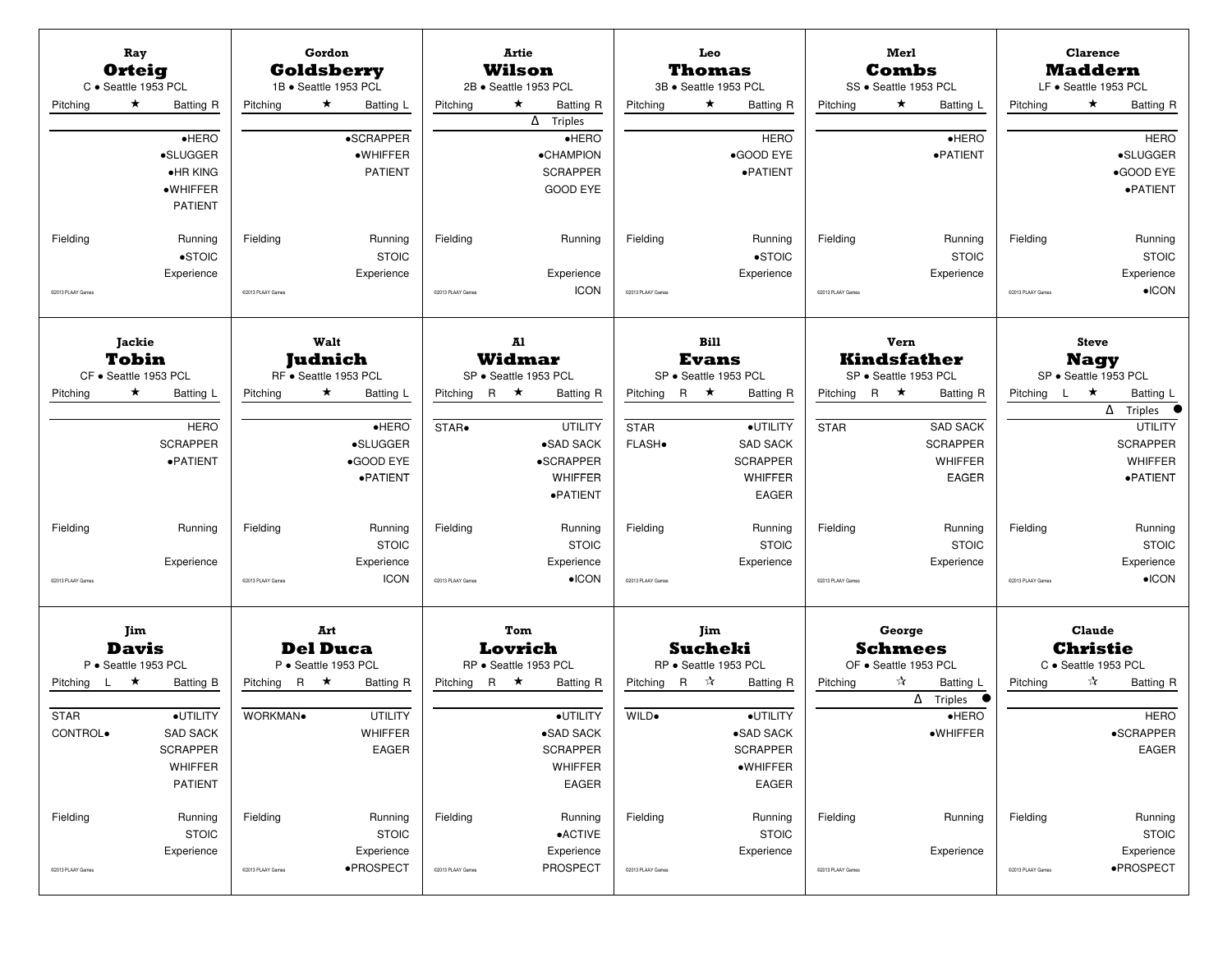## Ray **Orteig**
C ● Seattle 1953 PCL

Pitching ★ Batting R

●HERO
●SLUGGER
●HR KING
●WHIFFER
PATIENT

Fielding | Running
●STOIC
Experience

©2013 PLAAY Games

## Gordon **Goldsberry**
1B ● Seattle 1953 PCL

Pitching ★ Batting L

●SCRAPPER
●WHIFFER
PATIENT

Fielding | Running
STOIC
Experience

©2013 PLAAY Games

## Artie **Wilson**
2B ● Seattle 1953 PCL

Pitching ★ Batting R

Δ Triples

●HERO
●CHAMPION
SCRAPPER
GOOD EYE

Fielding | Running
Experience
ICON

©2013 PLAAY Games

## Leo **Thomas**
3B ● Seattle 1953 PCL

Pitching ★ Batting R

HERO
●GOOD EYE
●PATIENT

Fielding | Running
●STOIC
Experience

©2013 PLAAY Games

## Merl **Combs**
SS ● Seattle 1953 PCL

Pitching ★ Batting L

●HERO
●PATIENT

Fielding | Running
STOIC
Experience

©2013 PLAAY Games

## Clarence **Maddern**
LF ● Seattle 1953 PCL

Pitching ★ Batting R

HERO
●SLUGGER
●GOOD EYE
●PATIENT

Fielding | Running
STOIC
Experience
●ICON

©2013 PLAAY Games

## Jackie **Tobin**
CF ● Seattle 1953 PCL

Pitching ★ Batting L

HERO
SCRAPPER
●PATIENT

Fielding | Running
Experience

©2013 PLAAY Games

## Walt **Judnich**
RF ● Seattle 1953 PCL

Pitching ★ Batting L

●HERO
●SLUGGER
●GOOD EYE
●PATIENT

Fielding | Running
STOIC
Experience
ICON

©2013 PLAAY Games

## Al **Widmar**
SP ● Seattle 1953 PCL

Pitching R ★ Batting R

STAR●

UTILITY
●SAD SACK
●SCRAPPER
WHIFFER
●PATIENT

Fielding | Running
STOIC
Experience
●ICON

©2013 PLAAY Games

## Bill **Evans**
SP ● Seattle 1953 PCL

Pitching R ★ Batting R

STAR
FLASH●

●UTILITY
SAD SACK
SCRAPPER
WHIFFER
EAGER

Fielding | Running
STOIC
Experience

©2013 PLAAY Games

## Vern **Kindsfather**
SP ● Seattle 1953 PCL

Pitching R ★ Batting R

STAR

SAD SACK
SCRAPPER
WHIFFER
EAGER

Fielding | Running
STOIC
Experience

©2013 PLAAY Games

## Steve **Nagy**
SP ● Seattle 1953 PCL

Pitching L ★ Batting L

Δ Triples ●

UTILITY
SCRAPPER
WHIFFER
●PATIENT

Fielding | Running
STOIC
Experience
●ICON

©2013 PLAAY Games

## Jim **Davis**
P ● Seattle 1953 PCL

Pitching L ★ Batting B

STAR
CONTROL●

●UTILITY
SAD SACK
SCRAPPER
WHIFFER
PATIENT

Fielding | Running
STOIC
Experience

©2013 PLAAY Games

## Art **Del Duca**
P ● Seattle 1953 PCL

Pitching R ★ Batting R

WORKMAN●

UTILITY
WHIFFER
EAGER

Fielding | Running
STOIC
Experience
●PROSPECT

©2013 PLAAY Games

## Tom **Lovrich**
RP ● Seattle 1953 PCL

Pitching R ★ Batting R

●UTILITY
●SAD SACK
SCRAPPER
WHIFFER
EAGER

Fielding | Running
●ACTIVE
Experience
PROSPECT

©2013 PLAAY Games

## Jim **Sucheki**
RP ● Seattle 1953 PCL

Pitching R ☆ Batting R

WILD●

●UTILITY
●SAD SACK
SCRAPPER
●WHIFFER
EAGER

Fielding | Running
STOIC
Experience

©2013 PLAAY Games

## George **Schmees**
OF ● Seattle 1953 PCL

Pitching ☆ Batting L

Δ Triples ●

●HERO
●WHIFFER

Fielding | Running
Experience

©2013 PLAAY Games

## Claude **Christie**
C ● Seattle 1953 PCL

Pitching ☆ Batting R

HERO
●SCRAPPER
EAGER

Fielding | Running
STOIC
Experience
●PROSPECT

©2013 PLAAY Games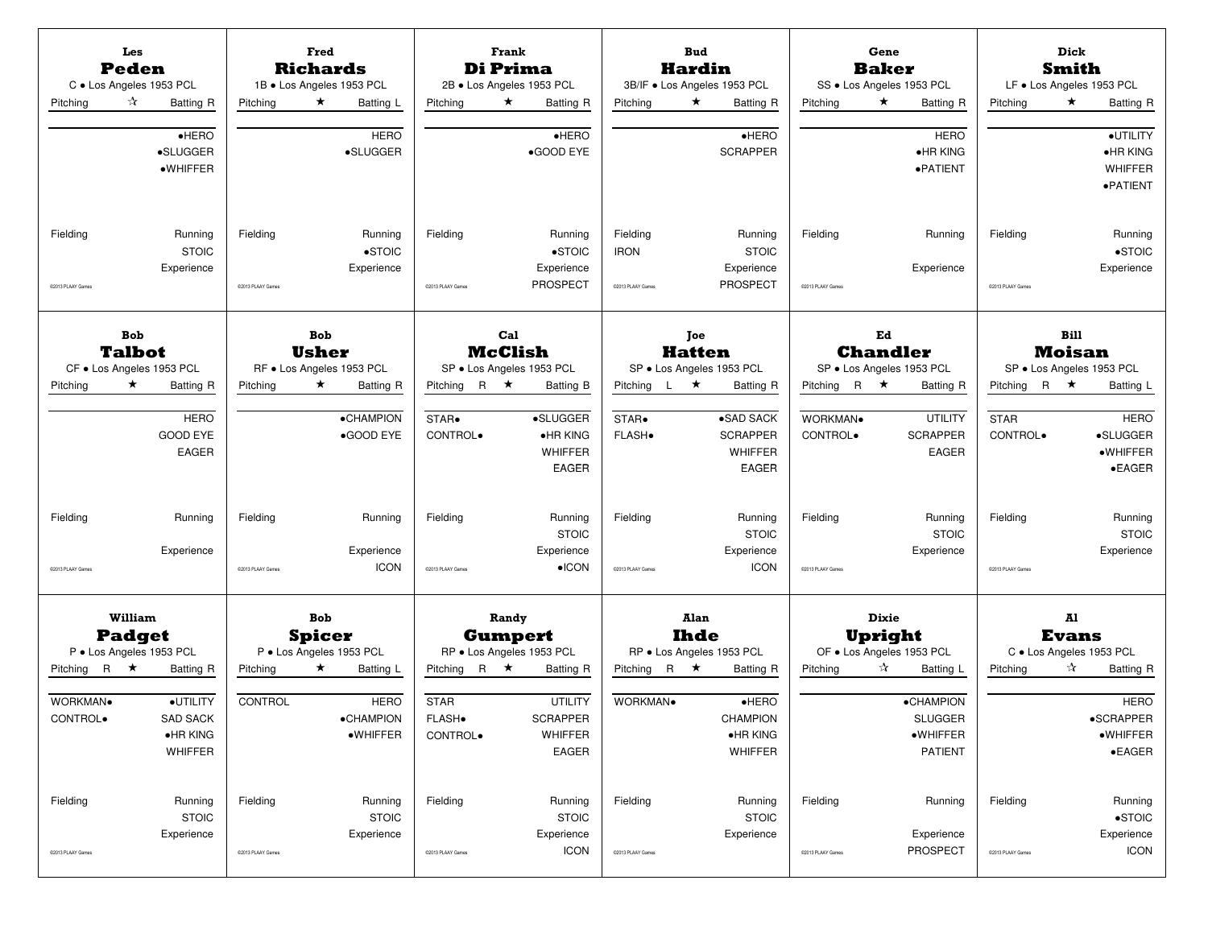## Les Peden
C • Los Angeles 1953 PCL

Pitching ☆ Batting R

•HERO
•SLUGGER
•WHIFFER

Fielding

Running
STOIC

Experience

©2013 PLAAY Games

## Fred Richards
1B • Los Angeles 1953 PCL

Pitching ★ Batting L

HERO
•SLUGGER

Fielding

Running
•STOIC

Experience

©2013 PLAAY Games

## Frank Di Prima
2B • Los Angeles 1953 PCL

Pitching ★ Batting R

•HERO
•GOOD EYE

Fielding

Running
•STOIC

Experience
PROSPECT

©2013 PLAAY Games

## Bud Hardin
3B/IF • Los Angeles 1953 PCL

Pitching ★ Batting R

•HERO
SCRAPPER

Fielding
IRON

Running
STOIC

Experience
PROSPECT

©2013 PLAAY Games

## Gene Baker
SS • Los Angeles 1953 PCL

Pitching ★ Batting R

HERO
•HR KING
•PATIENT

Fielding

Running

Experience

©2013 PLAAY Games

## Dick Smith
LF • Los Angeles 1953 PCL

Pitching ★ Batting R

•UTILITY
•HR KING
WHIFFER
•PATIENT

Fielding

Running
•STOIC

Experience

©2013 PLAAY Games

## Bob Talbot
CF • Los Angeles 1953 PCL

Pitching ★ Batting R

HERO
GOOD EYE
EAGER

Fielding

Running

Experience

©2013 PLAAY Games

## Bob Usher
RF • Los Angeles 1953 PCL

Pitching ★ Batting R

•CHAMPION
•GOOD EYE

Fielding

Running

Experience
ICON

©2013 PLAAY Games

## Cal McClish
SP • Los Angeles 1953 PCL

Pitching R ★ Batting B

STAR•
CONTROL•

•SLUGGER
•HR KING
WHIFFER
EAGER

Fielding

Running
STOIC

Experience
•ICON

©2013 PLAAY Games

## Joe Hatten
SP • Los Angeles 1953 PCL

Pitching L ★ Batting R

STAR•
FLASH•

•SAD SACK
SCRAPPER
WHIFFER
EAGER

Fielding

Running
STOIC

Experience
ICON

©2013 PLAAY Games

## Ed Chandler
SP • Los Angeles 1953 PCL

Pitching R ★ Batting R

WORKMAN•
CONTROL•

UTILITY
SCRAPPER
EAGER

Fielding

Running
STOIC

Experience

©2013 PLAAY Games

## Bill Moisan
SP • Los Angeles 1953 PCL

Pitching R ★ Batting L

STAR
CONTROL•

HERO
•SLUGGER
•WHIFFER
•EAGER

Fielding

Running
STOIC

Experience

©2013 PLAAY Games

## William Padget
P • Los Angeles 1953 PCL

Pitching R ★ Batting R

WORKMAN•
CONTROL•

•UTILITY
SAD SACK
•HR KING
WHIFFER

Fielding

Running
STOIC

Experience

©2013 PLAAY Games

## Bob Spicer
P • Los Angeles 1953 PCL

Pitching ★ Batting L

CONTROL

HERO
•CHAMPION
•WHIFFER

Fielding

Running
STOIC

Experience

©2013 PLAAY Games

## Randy Gumpert
RP • Los Angeles 1953 PCL

Pitching R ★ Batting R

STAR
FLASH•
CONTROL•

UTILITY
SCRAPPER
WHIFFER
EAGER

Fielding

Running
STOIC

Experience
ICON

©2013 PLAAY Games

## Alan Ihde
RP • Los Angeles 1953 PCL

Pitching R ★ Batting R

WORKMAN•

•HERO
CHAMPION
•HR KING
WHIFFER

Fielding

Running
STOIC

Experience

©2013 PLAAY Games

## Dixie Upright
OF • Los Angeles 1953 PCL

Pitching ☆ Batting L

•CHAMPION
SLUGGER
•WHIFFER
PATIENT

Fielding

Running

Experience
PROSPECT

©2013 PLAAY Games

## Al Evans
C • Los Angeles 1953 PCL

Pitching ☆ Batting R

HERO
•SCRAPPER
•WHIFFER
•EAGER

Fielding

Running
•STOIC

Experience
ICON

©2013 PLAAY Games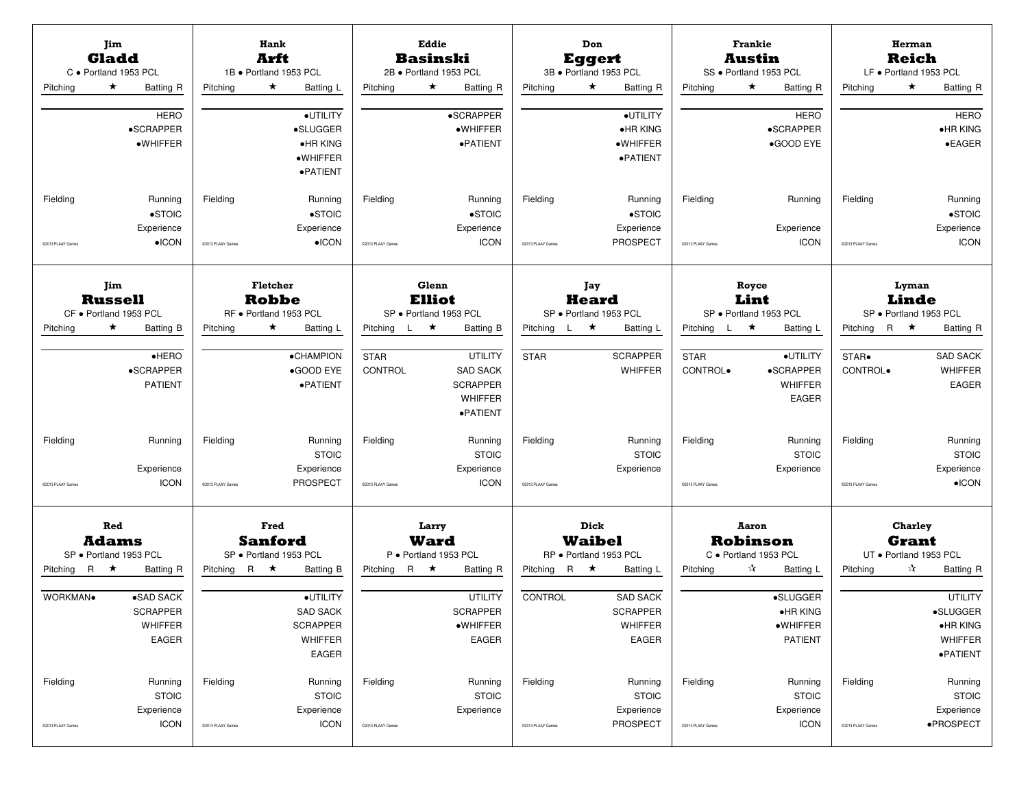## Jim Gladd

C • Portland 1953 PCL

Pitching ★ Batting R

HERO
•SCRAPPER
•WHIFFER

Fielding

Running
•STOIC

Experience
•ICON

©2013 PLAAY Games

## Hank Arft

1B • Portland 1953 PCL

Pitching ★ Batting L

•UTILITY
•SLUGGER
•HR KING
•WHIFFER
•PATIENT

Fielding

Running
•STOIC

Experience
•ICON

©2013 PLAAY Games

## Eddie Basinski

2B • Portland 1953 PCL

Pitching ★ Batting R

•SCRAPPER
•WHIFFER
•PATIENT

Fielding

Running
•STOIC

Experience
ICON

©2013 PLAAY Games

## Don Eggert

3B • Portland 1953 PCL

Pitching ★ Batting R

•UTILITY
•HR KING
•WHIFFER
•PATIENT

Fielding

Running
•STOIC

Experience
PROSPECT

©2013 PLAAY Games

## Frankie Austin

SS • Portland 1953 PCL

Pitching ★ Batting R

HERO
•SCRAPPER
•GOOD EYE

Fielding

Running

Experience
ICON

©2013 PLAAY Games

## Herman Reich

LF • Portland 1953 PCL

Pitching ★ Batting R

HERO
•HR KING
•EAGER

Fielding

Running
•STOIC

Experience
ICON

©2013 PLAAY Games

## Jim Russell

CF • Portland 1953 PCL

Pitching ★ Batting B

•HERO
•SCRAPPER
PATIENT

Fielding

Running

Experience
ICON

©2013 PLAAY Games

## Fletcher Robbe

RF • Portland 1953 PCL

Pitching ★ Batting L

•CHAMPION
•GOOD EYE
•PATIENT

Fielding

Running
STOIC

Experience
PROSPECT

©2013 PLAAY Games

## Glenn Elliot

SP • Portland 1953 PCL

Pitching L ★ Batting B

STAR
CONTROL

UTILITY
SAD SACK
SCRAPPER
WHIFFER
•PATIENT

Fielding

Running
STOIC

Experience
ICON

©2013 PLAAY Games

## Jay Heard

SP • Portland 1953 PCL

Pitching L ★ Batting L

STAR

SCRAPPER
WHIFFER

Fielding

Running
STOIC

Experience

©2013 PLAAY Games

## Royce Lint

SP • Portland 1953 PCL

Pitching L ★ Batting L

STAR
CONTROL•

•UTILITY
•SCRAPPER
WHIFFER
EAGER

Fielding

Running
STOIC

Experience

©2013 PLAAY Games

## Lyman Linde

SP • Portland 1953 PCL

Pitching R ★ Batting R

STAR•
CONTROL•

SAD SACK
WHIFFER
EAGER

Fielding

Running
STOIC

Experience
•ICON

©2013 PLAAY Games

## Red Adams

SP • Portland 1953 PCL

Pitching R ★ Batting R

WORKMAN•

•SAD SACK
SCRAPPER
WHIFFER
EAGER

Fielding

Running
STOIC

Experience
ICON

©2013 PLAAY Games

## Fred Sanford

SP • Portland 1953 PCL

Pitching R ★ Batting B

•UTILITY
SAD SACK
SCRAPPER
WHIFFER
EAGER

Fielding

Running
STOIC

Experience
ICON

©2013 PLAAY Games

## Larry Ward

P • Portland 1953 PCL

Pitching R ★ Batting R

UTILITY
SCRAPPER
•WHIFFER
EAGER

Fielding

Running
STOIC

Experience

©2013 PLAAY Games

## Dick Waibel

RP • Portland 1953 PCL

Pitching R ★ Batting L

CONTROL

SAD SACK
SCRAPPER
WHIFFER
EAGER

Fielding

Running
STOIC

Experience
PROSPECT

©2013 PLAAY Games

## Aaron Robinson

C • Portland 1953 PCL

Pitching ☆ Batting L

•SLUGGER
•HR KING
•WHIFFER
PATIENT

Fielding

Running
STOIC

Experience
ICON

©2013 PLAAY Games

## Charley Grant

UT • Portland 1953 PCL

Pitching ☆ Batting R

UTILITY
•SLUGGER
•HR KING
WHIFFER
•PATIENT

Fielding

Running
STOIC

Experience
•PROSPECT

©2013 PLAAY Games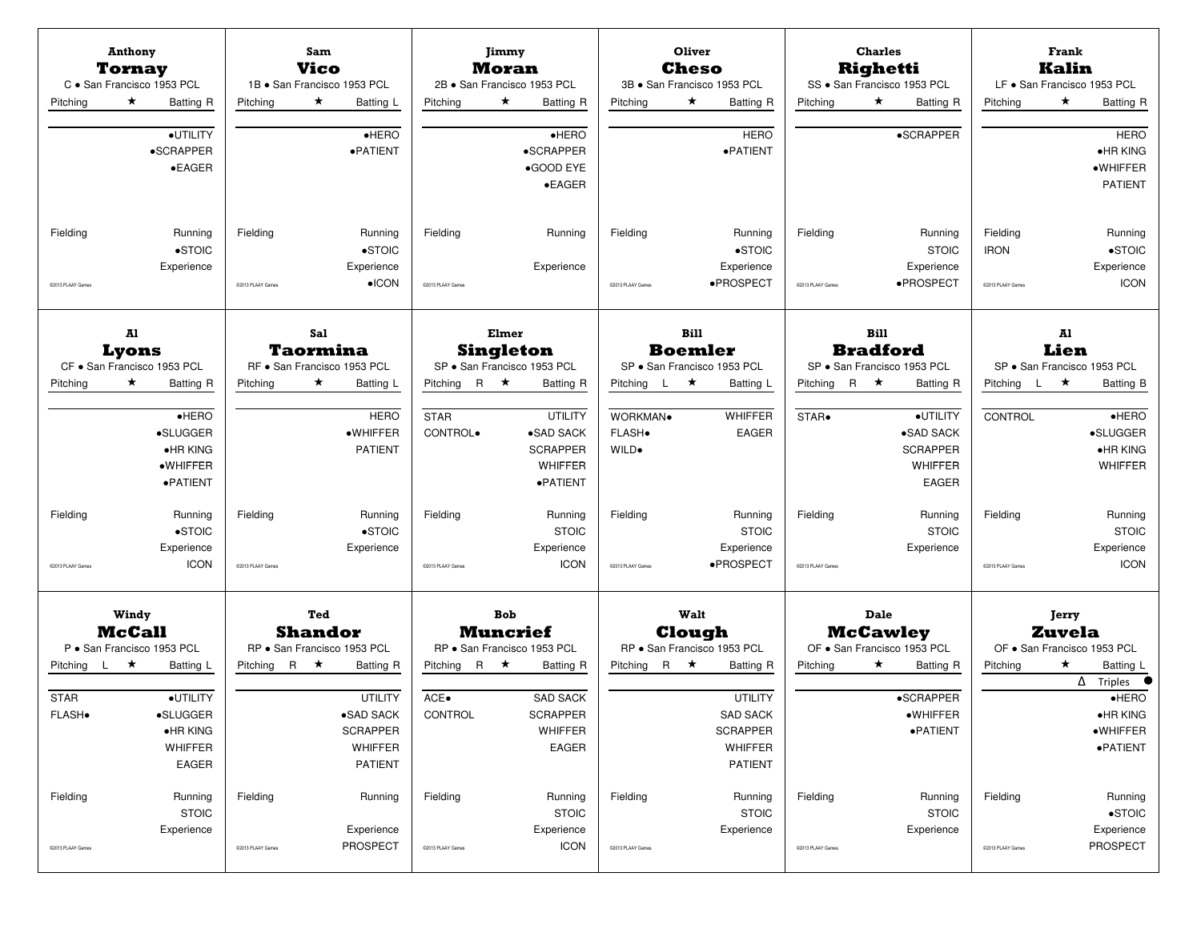## Anthony Tornay

C • San Francisco 1953 PCL

Pitching ★ Batting R

•UTILITY
•SCRAPPER
•EAGER

Fielding

Running
•STOIC

Experience

©2013 PLAAY Games

## Sam Vico

1B • San Francisco 1953 PCL

Pitching ★ Batting L

•HERO
•PATIENT

Fielding

Running
•STOIC

Experience
•ICON

©2013 PLAAY Games

## Jimmy Moran

2B • San Francisco 1953 PCL

Pitching ★ Batting R

•HERO
•SCRAPPER
•GOOD EYE
•EAGER

Fielding

Running

Experience

©2013 PLAAY Games

## Oliver Cheso

3B • San Francisco 1953 PCL

Pitching ★ Batting R

HERO
•PATIENT

Fielding

Running
•STOIC

Experience
•PROSPECT

©2013 PLAAY Games

## Charles Righetti

SS • San Francisco 1953 PCL

Pitching ★ Batting R

•SCRAPPER

Fielding

Running
STOIC

Experience
•PROSPECT

©2013 PLAAY Games

## Frank Kalin

LF • San Francisco 1953 PCL

Pitching ★ Batting R

HERO
•HR KING
•WHIFFER
PATIENT

Fielding
IRON

Running
•STOIC

Experience
ICON

©2013 PLAAY Games

## Al Lyons

CF • San Francisco 1953 PCL

Pitching ★ Batting R

•HERO
•SLUGGER
•HR KING
•WHIFFER
•PATIENT

Fielding

Running
•STOIC

Experience
ICON

©2013 PLAAY Games

## Sal Taormina

RF • San Francisco 1953 PCL

Pitching ★ Batting L

HERO
•WHIFFER
PATIENT

Fielding

Running
•STOIC

Experience

©2013 PLAAY Games

## Elmer Singleton

SP • San Francisco 1953 PCL

Pitching R ★ Batting R

STAR
CONTROL•

UTILITY
•SAD SACK
SCRAPPER
WHIFFER
•PATIENT

Fielding

Running
STOIC

Experience
ICON

©2013 PLAAY Games

## Bill Boemler

SP • San Francisco 1953 PCL

Pitching L ★ Batting L

WORKMAN•
FLASH•
WILD•

WHIFFER
EAGER

Fielding

Running
STOIC

Experience
•PROSPECT

©2013 PLAAY Games

## Bill Bradford

SP • San Francisco 1953 PCL

Pitching R ★ Batting R

STAR•

•UTILITY
•SAD SACK
SCRAPPER
WHIFFER
EAGER

Fielding

Running
STOIC

Experience

©2013 PLAAY Games

## Al Lien

SP • San Francisco 1953 PCL

Pitching L ★ Batting B

CONTROL

•HERO
•SLUGGER
•HR KING
WHIFFER

Fielding

Running
STOIC

Experience
ICON

©2013 PLAAY Games

## Windy McCall

P • San Francisco 1953 PCL

Pitching L ★ Batting L

STAR
FLASH•

•UTILITY
•SLUGGER
•HR KING
WHIFFER
EAGER

Fielding

Running
STOIC

Experience

©2013 PLAAY Games

## Ted Shandor

RP • San Francisco 1953 PCL

Pitching R ★ Batting R

UTILITY
•SAD SACK
SCRAPPER
WHIFFER
PATIENT

Fielding

Running

Experience
PROSPECT

©2013 PLAAY Games

## Bob Muncrief

RP • San Francisco 1953 PCL

Pitching R ★ Batting R

ACE•
CONTROL

SAD SACK
SCRAPPER
WHIFFER
EAGER

Fielding

Running
STOIC

Experience
ICON

©2013 PLAAY Games

## Walt Clough

RP • San Francisco 1953 PCL

Pitching R ★ Batting R

UTILITY
SAD SACK
SCRAPPER
WHIFFER
PATIENT

Fielding

Running
STOIC

Experience

©2013 PLAAY Games

## Dale McCawley

OF • San Francisco 1953 PCL

Pitching ★ Batting R

•SCRAPPER
•WHIFFER
•PATIENT

Fielding

Running
STOIC

Experience

©2013 PLAAY Games

## Jerry Zuvela

OF • San Francisco 1953 PCL

Pitching ★ Batting L

Δ Triples •

•HERO
•HR KING
•WHIFFER
•PATIENT

Fielding

Running
•STOIC

Experience
PROSPECT

©2013 PLAAY Games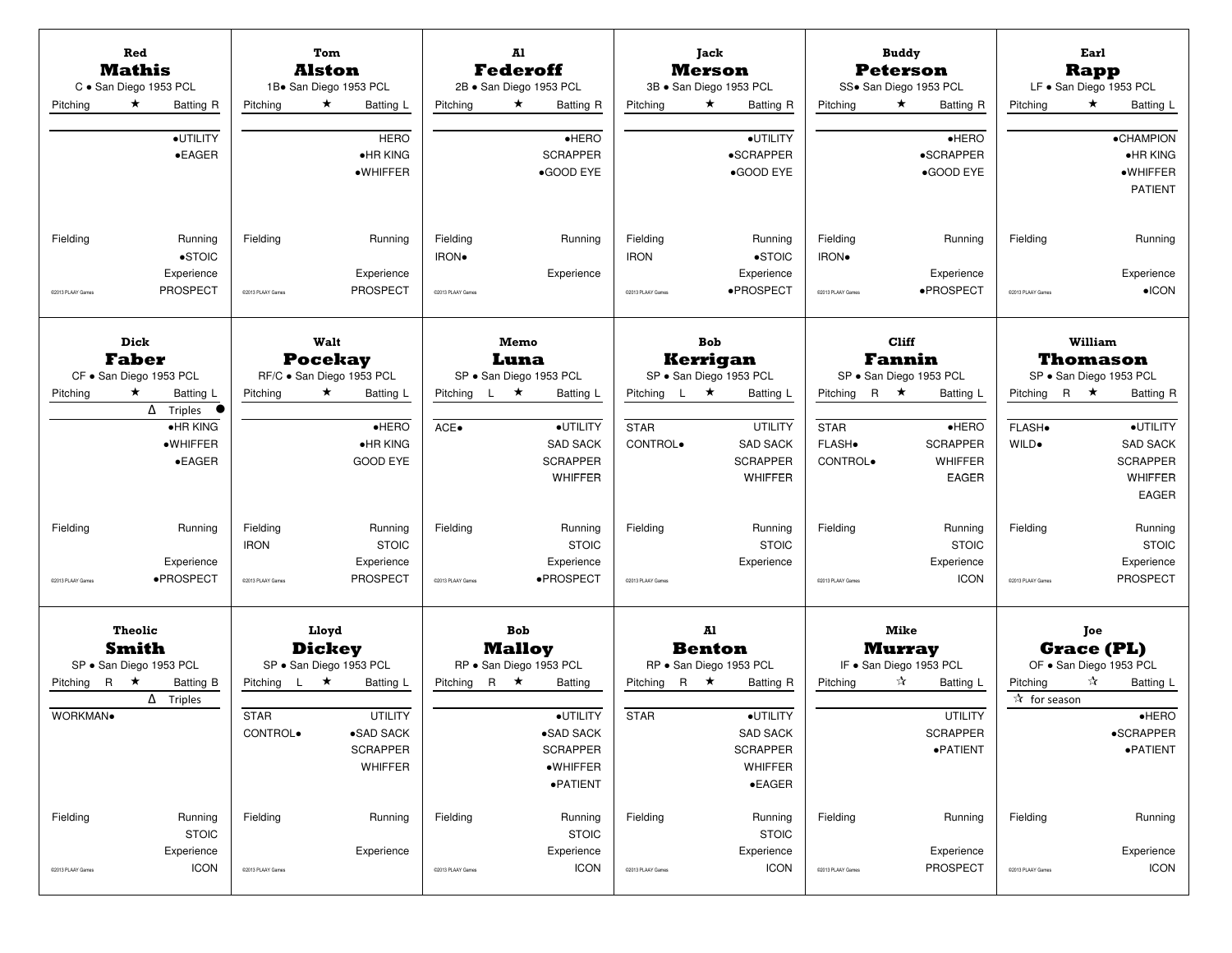## Red Mathis

C • San Diego 1953 PCL

Pitching ★ Batting R

•UTILITY
•EAGER

Fielding | Running
•STOIC
Experience
PROSPECT

©2013 PLAAY Games

## Tom Alston

1B• San Diego 1953 PCL

Pitching ★ Batting L

HERO
•HR KING
•WHIFFER

Fielding | Running
Experience
PROSPECT

©2013 PLAAY Games

## Al Federoff

2B • San Diego 1953 PCL

Pitching ★ Batting R

•HERO
SCRAPPER
•GOOD EYE

Fielding | Running
IRON•
Experience

©2013 PLAAY Games

## Jack Merson

3B • San Diego 1953 PCL

Pitching ★ Batting R

•UTILITY
•SCRAPPER
•GOOD EYE

Fielding | Running
IRON | •STOIC
Experience
•PROSPECT

©2013 PLAAY Games

## Buddy Peterson

SS• San Diego 1953 PCL

Pitching ★ Batting R

•HERO
•SCRAPPER
•GOOD EYE

Fielding | Running
IRON•
Experience
•PROSPECT

©2013 PLAAY Games

## Earl Rapp

LF • San Diego 1953 PCL

Pitching ★ Batting L

•CHAMPION
•HR KING
•WHIFFER
PATIENT

Fielding | Running
Experience
•ICON

©2013 PLAAY Games

## Dick Faber

CF • San Diego 1953 PCL

Pitching ★ Batting L

Δ Triples ●

•HR KING
•WHIFFER
•EAGER

Fielding | Running
Experience
•PROSPECT

©2013 PLAAY Games

## Walt Pocekay

RF/C • San Diego 1953 PCL

Pitching ★ Batting L

•HERO
•HR KING
GOOD EYE

Fielding | Running
IRON | STOIC
Experience
PROSPECT

©2013 PLAAY Games

## Memo Luna

SP • San Diego 1953 PCL

Pitching L ★ Batting L

ACE• | •UTILITY
SAD SACK
SCRAPPER
WHIFFER

Fielding | Running
STOIC
Experience
•PROSPECT

©2013 PLAAY Games

## Bob Kerrigan

SP • San Diego 1953 PCL

Pitching L ★ Batting L

STAR | UTILITY
CONTROL• | SAD SACK
SCRAPPER
WHIFFER

Fielding | Running
STOIC
Experience

©2013 PLAAY Games

## Cliff Fannin

SP • San Diego 1953 PCL

Pitching R ★ Batting L

STAR | •HERO
FLASH• | SCRAPPER
CONTROL• | WHIFFER
EAGER

Fielding | Running
STOIC
Experience
ICON

©2013 PLAAY Games

## William Thomason

SP • San Diego 1953 PCL

Pitching R ★ Batting R

FLASH• | •UTILITY
WILD• | SAD SACK
SCRAPPER
WHIFFER
EAGER

Fielding | Running
STOIC
Experience
PROSPECT

©2013 PLAAY Games

## Theolic Smith

SP • San Diego 1953 PCL

Pitching R ★ Batting B

Δ Triples

WORKMAN•

Fielding | Running
STOIC
Experience
ICON

©2013 PLAAY Games

## Lloyd Dickey

SP • San Diego 1953 PCL

Pitching L ★ Batting L

STAR | UTILITY
CONTROL• | •SAD SACK
SCRAPPER
WHIFFER

Fielding | Running
Experience

©2013 PLAAY Games

## Bob Malloy

RP • San Diego 1953 PCL

Pitching R ★ Batting

•UTILITY
•SAD SACK
SCRAPPER
•WHIFFER
•PATIENT

Fielding | Running
STOIC
Experience
ICON

©2013 PLAAY Games

## Al Benton

RP • San Diego 1953 PCL

Pitching R ★ Batting R

STAR | •UTILITY
SAD SACK
SCRAPPER
WHIFFER
•EAGER

Fielding | Running
STOIC
Experience
ICON

©2013 PLAAY Games

## Mike Murray

IF • San Diego 1953 PCL

Pitching ☆ Batting L

UTILITY
SCRAPPER
•PATIENT

Fielding | Running
Experience
PROSPECT

©2013 PLAAY Games

## Joe Grace (PL)

OF • San Diego 1953 PCL

Pitching ☆ Batting L

☆ for season

•HERO
•SCRAPPER
•PATIENT

Fielding | Running
Experience
ICON

©2013 PLAAY Games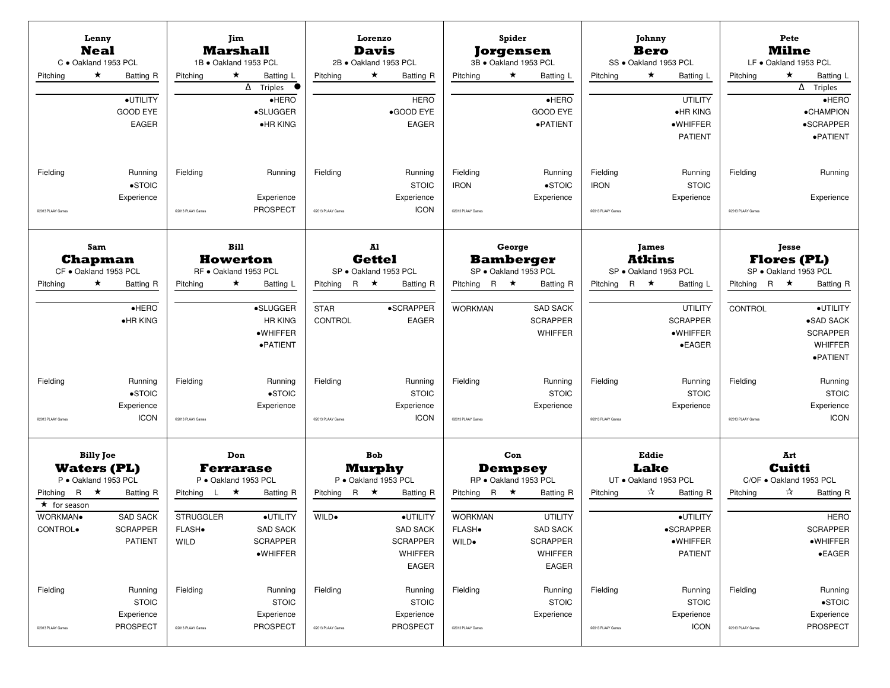### Lenny Neal
C • Oakland 1953 PCL

Pitching ★ Batting R

•UTILITY
GOOD EYE
EAGER

Fielding | Running
•STOIC
Experience

©2013 PLAAY Games

### Jim Marshall
1B • Oakland 1953 PCL

Pitching ★ Batting L

Δ Triples ●

•HERO
•SLUGGER
•HR KING

Fielding | Running
Experience
PROSPECT

©2013 PLAAY Games

### Lorenzo Davis
2B • Oakland 1953 PCL

Pitching ★ Batting R

HERO
•GOOD EYE
EAGER

Fielding | Running
STOIC
Experience
ICON

©2013 PLAAY Games

### Spider Jorgensen
3B • Oakland 1953 PCL

Pitching ★ Batting L

•HERO
GOOD EYE
•PATIENT

Fielding | Running
IRON | •STOIC
Experience

©2013 PLAAY Games

### Johnny Bero
SS • Oakland 1953 PCL

Pitching ★ Batting L

UTILITY
•HR KING
•WHIFFER
PATIENT

Fielding | Running
IRON | STOIC
Experience

©2013 PLAAY Games

### Pete Milne
LF • Oakland 1953 PCL

Pitching ★ Batting L

Δ Triples

•HERO
•CHAMPION
•SCRAPPER
•PATIENT

Fielding | Running
Experience

©2013 PLAAY Games

### Sam Chapman
CF • Oakland 1953 PCL

Pitching ★ Batting R

•HERO
•HR KING

Fielding | Running
•STOIC
Experience
ICON

©2013 PLAAY Games

### Bill Howerton
RF • Oakland 1953 PCL

Pitching ★ Batting L

•SLUGGER
HR KING
•WHIFFER
•PATIENT

Fielding | Running
•STOIC
Experience

©2013 PLAAY Games

### Al Gettel
SP • Oakland 1953 PCL

Pitching R ★ Batting R

STAR | •SCRAPPER
CONTROL | EAGER

Fielding | Running
STOIC
Experience
ICON

©2013 PLAAY Games

### George Bamberger
SP • Oakland 1953 PCL

Pitching R ★ Batting R

WORKMAN | SAD SACK
SCRAPPER
WHIFFER

Fielding | Running
STOIC
Experience

©2013 PLAAY Games

### James Atkins
SP • Oakland 1953 PCL

Pitching R ★ Batting L

UTILITY
SCRAPPER
•WHIFFER
•EAGER

Fielding | Running
STOIC
Experience

©2013 PLAAY Games

### Jesse Flores (PL)
SP • Oakland 1953 PCL

Pitching R ★ Batting R

CONTROL | •UTILITY
•SAD SACK
SCRAPPER
WHIFFER
•PATIENT

Fielding | Running
STOIC
Experience
ICON

©2013 PLAAY Games

### Billy Joe Waters (PL)
P • Oakland 1953 PCL

Pitching R ★ Batting R

★ for season

WORKMAN• | SAD SACK
CONTROL• | SCRAPPER
PATIENT

Fielding | Running
STOIC
Experience
PROSPECT

©2013 PLAAY Games

### Don Ferrarase
P • Oakland 1953 PCL

Pitching L ★ Batting R

STRUGGLER | •UTILITY
FLASH• | SAD SACK
WILD | SCRAPPER
•WHIFFER

Fielding | Running
STOIC
Experience
PROSPECT

©2013 PLAAY Games

### Bob Murphy
P • Oakland 1953 PCL

Pitching R ★ Batting R

WILD• | •UTILITY
SAD SACK
SCRAPPER
WHIFFER
EAGER

Fielding | Running
STOIC
Experience
PROSPECT

©2013 PLAAY Games

### Con Dempsey
RP • Oakland 1953 PCL

Pitching R ★ Batting R

WORKMAN | UTILITY
FLASH• | SAD SACK
WILD• | SCRAPPER
WHIFFER
EAGER

Fielding | Running
STOIC
Experience

©2013 PLAAY Games

### Eddie Lake
UT • Oakland 1953 PCL

Pitching ☆ Batting R

•UTILITY
•SCRAPPER
•WHIFFER
PATIENT

Fielding | Running
STOIC
Experience
ICON

©2013 PLAAY Games

### Art Cuitti
C/OF • Oakland 1953 PCL

Pitching ☆ Batting R

HERO
SCRAPPER
•WHIFFER
•EAGER

Fielding | Running
•STOIC
Experience
PROSPECT

©2013 PLAAY Games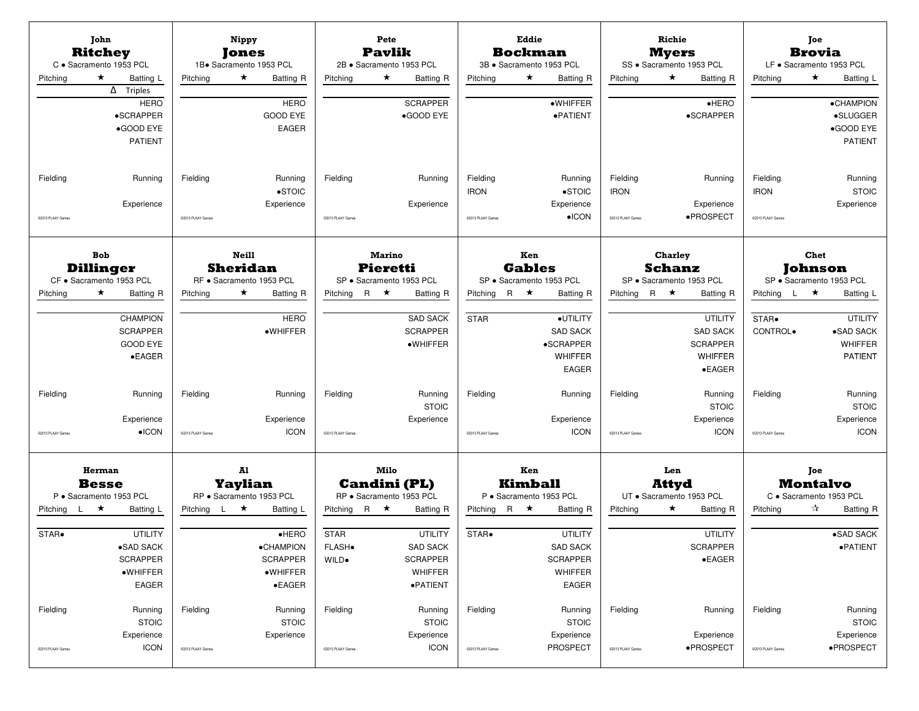### John **Ritchey**
C • Sacramento 1953 PCL

Pitching ★ Batting L

Δ Triples

HERO
•SCRAPPER
•GOOD EYE
PATIENT

Fielding | Running

Experience

©2013 PLAAY Games

---

### Nippy **Jones**
1B• Sacramento 1953 PCL

Pitching ★ Batting R

HERO
GOOD EYE
EAGER

Fielding | Running
•STOIC

Experience

©2013 PLAAY Games

---

### Pete **Pavlik**
2B • Sacramento 1953 PCL

Pitching ★ Batting R

SCRAPPER
•GOOD EYE

Fielding | Running

Experience

©2013 PLAAY Games

---

### Eddie **Bockman**
3B • Sacramento 1953 PCL

Pitching ★ Batting R

•WHIFFER
•PATIENT

Fielding | Running
IRON | •STOIC

Experience
•ICON

©2013 PLAAY Games

---

### Richie **Myers**
SS • Sacramento 1953 PCL

Pitching ★ Batting R

•HERO
•SCRAPPER

Fielding | Running
IRON

Experience
•PROSPECT

©2013 PLAAY Games

---

### Joe **Brovia**
LF • Sacramento 1953 PCL

Pitching ★ Batting L

•CHAMPION
•SLUGGER
•GOOD EYE
PATIENT

Fielding | Running
IRON | STOIC

Experience

©2013 PLAAY Games

---

### Bob **Dillinger**
CF • Sacramento 1953 PCL

Pitching ★ Batting R

CHAMPION
SCRAPPER
GOOD EYE
•EAGER

Fielding | Running

Experience
•ICON

©2013 PLAAY Games

---

### Neill **Sheridan**
RF • Sacramento 1953 PCL

Pitching ★ Batting R

HERO
•WHIFFER

Fielding | Running

Experience
ICON

©2013 PLAAY Games

---

### Marino **Pieretti**
SP • Sacramento 1953 PCL

Pitching R ★ Batting R

SAD SACK
SCRAPPER
•WHIFFER

Fielding | Running
STOIC

Experience

©2013 PLAAY Games

---

### Ken **Gables**
SP • Sacramento 1953 PCL

Pitching R ★ Batting R

STAR | •UTILITY
SAD SACK
•SCRAPPER
WHIFFER
EAGER

Fielding | Running

Experience
ICON

©2013 PLAAY Games

---

### Charley **Schanz**
SP • Sacramento 1953 PCL

Pitching R ★ Batting R

UTILITY
SAD SACK
SCRAPPER
WHIFFER
•EAGER

Fielding | Running
STOIC

Experience
ICON

©2013 PLAAY Games

---

### Chet **Johnson**
SP • Sacramento 1953 PCL

Pitching L ★ Batting L

STAR• | UTILITY
CONTROL• | •SAD SACK
WHIFFER
PATIENT

Fielding | Running
STOIC

Experience
ICON

©2013 PLAAY Games

---

### Herman **Besse**
P • Sacramento 1953 PCL

Pitching L ★ Batting L

STAR• | UTILITY
•SAD SACK
SCRAPPER
•WHIFFER
EAGER

Fielding | Running
STOIC

Experience
ICON

©2013 PLAAY Games

---

### Al **Yaylian**
RP • Sacramento 1953 PCL

Pitching L ★ Batting L

•HERO
•CHAMPION
SCRAPPER
•WHIFFER
•EAGER

Fielding | Running
STOIC

Experience

©2013 PLAAY Games

---

### Milo **Candini (PL)**
RP • Sacramento 1953 PCL

Pitching R ★ Batting R

STAR | UTILITY
FLASH• | SAD SACK
WILD• | SCRAPPER
WHIFFER
•PATIENT

Fielding | Running
STOIC

Experience
ICON

©2013 PLAAY Games

---

### Ken **Kimball**
P • Sacramento 1953 PCL

Pitching R ★ Batting R

STAR• | UTILITY
SAD SACK
SCRAPPER
WHIFFER
EAGER

Fielding | Running
STOIC

Experience
PROSPECT

©2013 PLAAY Games

---

### Len **Attyd**
UT • Sacramento 1953 PCL

Pitching ★ Batting R

UTILITY
SCRAPPER
•EAGER

Fielding | Running

Experience
•PROSPECT

©2013 PLAAY Games

---

### Joe **Montalvo**
C • Sacramento 1953 PCL

Pitching ☆ Batting R

•SAD SACK
•PATIENT

Fielding | Running

Experience
•PROSPECT

©2013 PLAAY Games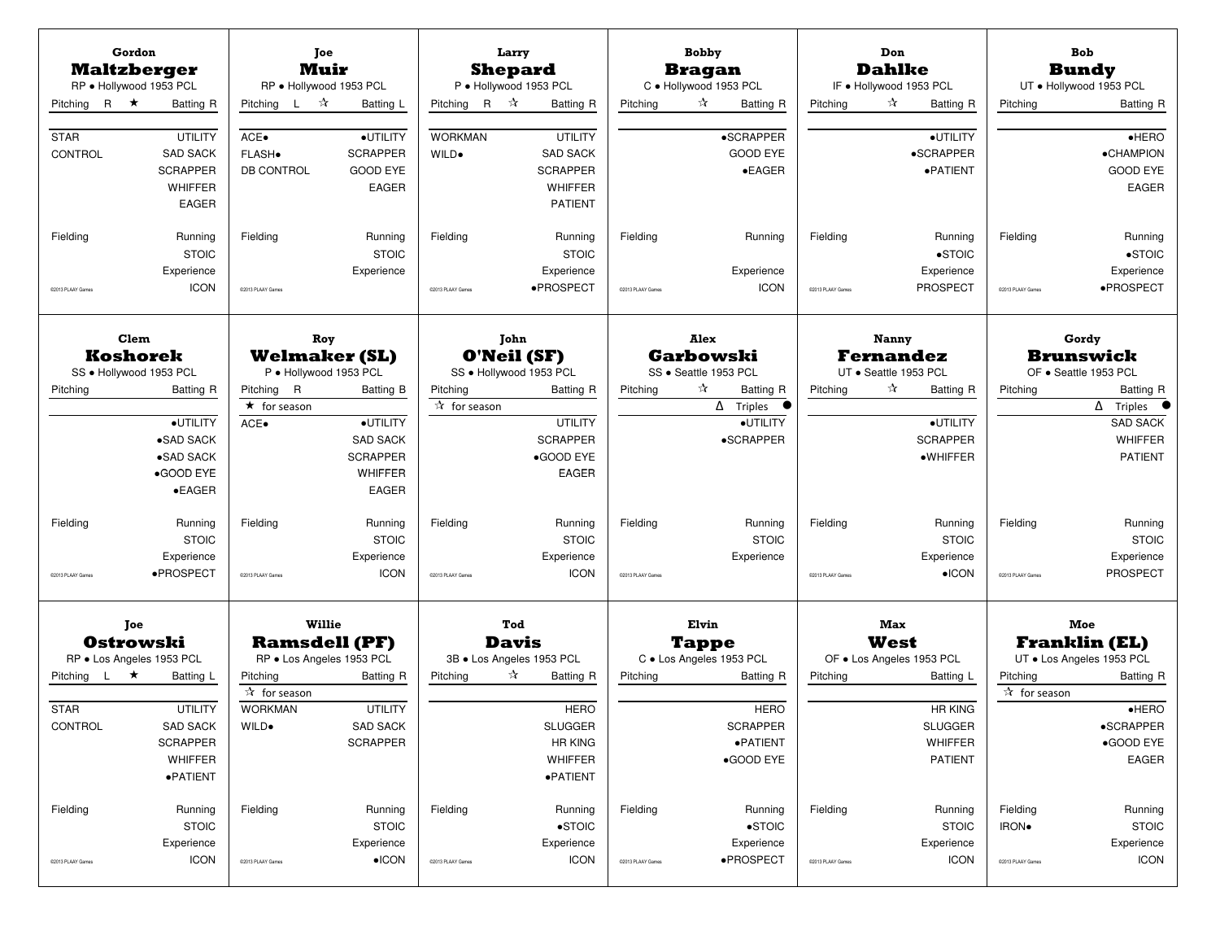## Gordon **Maltzberger**

RP • Hollywood 1953 PCL

| Pitching R ★ | Batting R |
|---|---|
| STAR | UTILITY |
| CONTROL | SAD SACK |
| | SCRAPPER |
| | WHIFFER |
| | EAGER |
| Fielding | Running |
| | STOIC |
| | Experience |
| ©2013 PLAAY Games | ICON |

## Joe **Muir**

RP • Hollywood 1953 PCL

| Pitching L ☆ | Batting L |
|---|---|
| ACE• | •UTILITY |
| FLASH• | SCRAPPER |
| DB CONTROL | GOOD EYE |
| | EAGER |
| Fielding | Running |
| | STOIC |
| | Experience |
| ©2013 PLAAY Games | |

## Larry **Shepard**

P • Hollywood 1953 PCL

| Pitching R ☆ | Batting R |
|---|---|
| WORKMAN | UTILITY |
| WILD• | SAD SACK |
| | SCRAPPER |
| | WHIFFER |
| | PATIENT |
| Fielding | Running |
| | STOIC |
| | Experience |
| ©2013 PLAAY Games | •PROSPECT |

## Bobby **Bragan**

C • Hollywood 1953 PCL

| Pitching ☆ | Batting R |
|---|---|
| | •SCRAPPER |
| | GOOD EYE |
| | •EAGER |
| Fielding | Running |
| | Experience |
| ©2013 PLAAY Games | ICON |

## Don **Dahlke**

IF • Hollywood 1953 PCL

| Pitching ☆ | Batting R |
|---|---|
| | •UTILITY |
| | •SCRAPPER |
| | •PATIENT |
| Fielding | Running |
| | •STOIC |
| | Experience |
| ©2013 PLAAY Games | PROSPECT |

## Bob **Bundy**

UT • Hollywood 1953 PCL

| Pitching | Batting R |
|---|---|
| | •HERO |
| | •CHAMPION |
| | GOOD EYE |
| | EAGER |
| Fielding | Running |
| | •STOIC |
| | Experience |
| ©2013 PLAAY Games | •PROSPECT |

## Clem **Koshorek**

SS • Hollywood 1953 PCL

| Pitching | Batting R |
|---|---|
| | •UTILITY |
| | •SAD SACK |
| | •SAD SACK |
| | •GOOD EYE |
| | •EAGER |
| Fielding | Running |
| | STOIC |
| | Experience |
| ©2013 PLAAY Games | •PROSPECT |

## Roy **Welmaker (SL)**

P • Hollywood 1953 PCL

| Pitching R | Batting B |
|---|---|
| ★ for season | |
| ACE• | •UTILITY |
| | SAD SACK |
| | SCRAPPER |
| | WHIFFER |
| | EAGER |
| Fielding | Running |
| | STOIC |
| | Experience |
| ©2013 PLAAY Games | ICON |

## John **O'Neil (SF)**

SS • Hollywood 1953 PCL

| Pitching | Batting R |
|---|---|
| ☆ for season | |
| | UTILITY |
| | SCRAPPER |
| | •GOOD EYE |
| | EAGER |
| Fielding | Running |
| | STOIC |
| | Experience |
| ©2013 PLAAY Games | ICON |

## Alex **Garbowski**

SS • Seattle 1953 PCL

| Pitching ☆ | Batting R |
|---|---|
| | Δ Triples ● |
| | •UTILITY |
| | •SCRAPPER |
| Fielding | Running |
| | STOIC |
| | Experience |
| ©2013 PLAAY Games | |

## Nanny **Fernandez**

UT • Seattle 1953 PCL

| Pitching ☆ | Batting R |
|---|---|
| | •UTILITY |
| | SCRAPPER |
| | •WHIFFER |
| Fielding | Running |
| | STOIC |
| | Experience |
| ©2013 PLAAY Games | •ICON |

## Gordy **Brunswick**

OF • Seattle 1953 PCL

| Pitching | Batting R |
|---|---|
| | Δ Triples ● |
| | SAD SACK |
| | WHIFFER |
| | PATIENT |
| Fielding | Running |
| | STOIC |
| | Experience |
| ©2013 PLAAY Games | PROSPECT |

## Joe **Ostrowski**

RP • Los Angeles 1953 PCL

| Pitching L ★ | Batting L |
|---|---|
| STAR | UTILITY |
| CONTROL | SAD SACK |
| | SCRAPPER |
| | WHIFFER |
| | •PATIENT |
| Fielding | Running |
| | STOIC |
| | Experience |
| ©2013 PLAAY Games | ICON |

## Willie **Ramsdell (PF)**

RP • Los Angeles 1953 PCL

| Pitching | Batting R |
|---|---|
| ☆ for season | |
| WORKMAN | UTILITY |
| WILD• | SAD SACK |
| | SCRAPPER |
| Fielding | Running |
| | STOIC |
| | Experience |
| ©2013 PLAAY Games | •ICON |

## Tod **Davis**

3B • Los Angeles 1953 PCL

| Pitching ☆ | Batting R |
|---|---|
| | HERO |
| | SLUGGER |
| | HR KING |
| | WHIFFER |
| | •PATIENT |
| Fielding | Running |
| | •STOIC |
| | Experience |
| ©2013 PLAAY Games | ICON |

## Elvin **Tappe**

C • Los Angeles 1953 PCL

| Pitching | Batting R |
|---|---|
| | HERO |
| | SCRAPPER |
| | •PATIENT |
| | •GOOD EYE |
| Fielding | Running |
| | •STOIC |
| | Experience |
| ©2013 PLAAY Games | •PROSPECT |

## Max **West**

OF • Los Angeles 1953 PCL

| Pitching | Batting L |
|---|---|
| | HR KING |
| | SLUGGER |
| | WHIFFER |
| | PATIENT |
| Fielding | Running |
| | STOIC |
| | Experience |
| ©2013 PLAAY Games | ICON |

## Moe **Franklin (EL)**

UT • Los Angeles 1953 PCL

| Pitching | Batting R |
|---|---|
| ☆ for season | |
| | •HERO |
| | •SCRAPPER |
| | •GOOD EYE |
| | EAGER |
| Fielding | Running |
| IRON• | STOIC |
| | Experience |
| ©2013 PLAAY Games | ICON |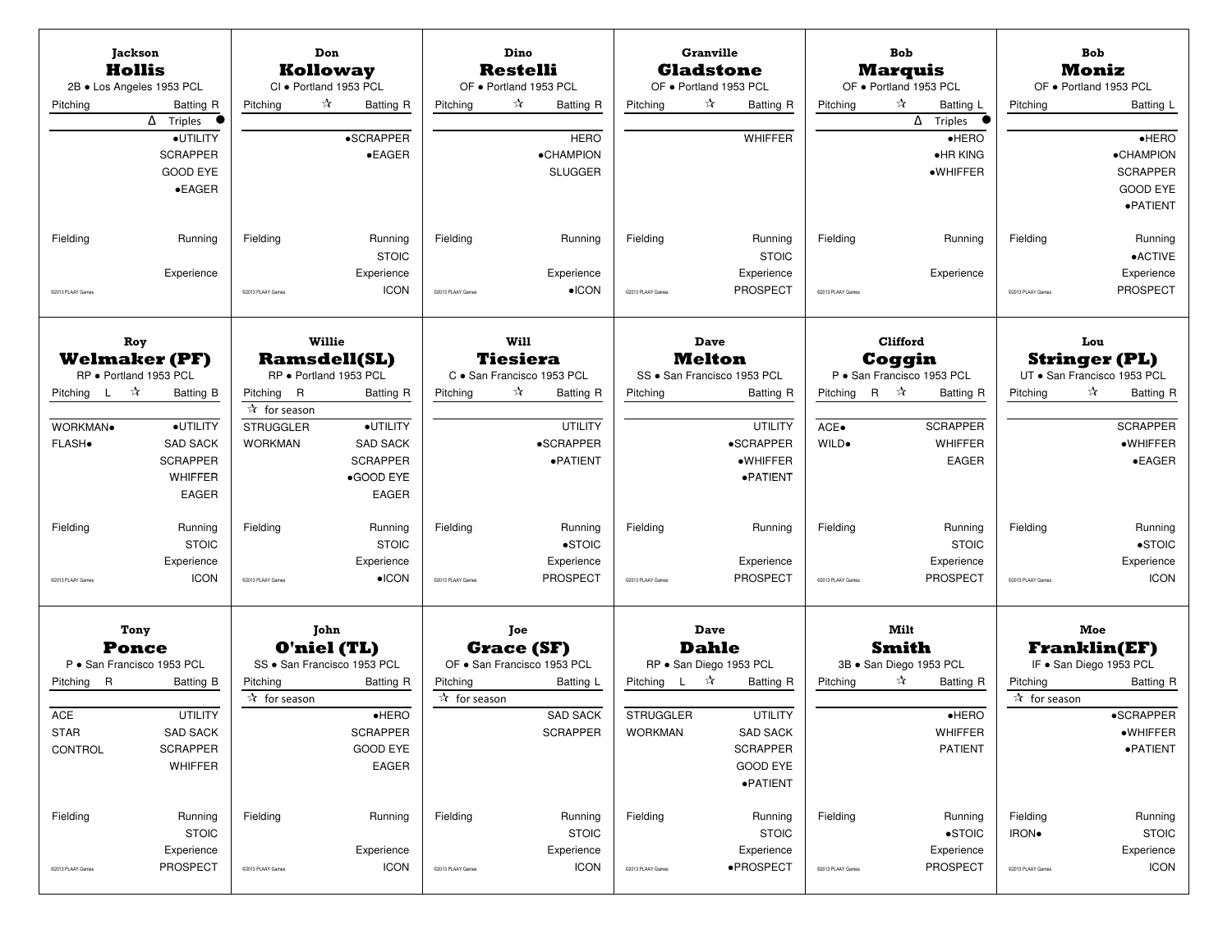**Jackson**
## Hollis
2B • Los Angeles 1953 PCL

| Pitching | Batting R |
|---|---|
| | Δ Triples ● |
| | •UTILITY |
| | SCRAPPER |
| | GOOD EYE |
| | •EAGER |
| Fielding | Running |
| | Experience |

©2013 PLAAY Games

---

**Don**
## Kolloway
CI • Portland 1953 PCL

| Pitching ☆ | Batting R |
|---|---|
| | •SCRAPPER |
| | •EAGER |
| Fielding | Running |
| | STOIC |
| | Experience |
| | ICON |

©2013 PLAAY Games

---

**Dino**
## Restelli
OF • Portland 1953 PCL

| Pitching ☆ | Batting R |
|---|---|
| | HERO |
| | •CHAMPION |
| | SLUGGER |
| Fielding | Running |
| | Experience |
| | •ICON |

©2013 PLAAY Games

---

**Granville**
## Gladstone
OF • Portland 1953 PCL

| Pitching ☆ | Batting R |
|---|---|
| | WHIFFER |
| Fielding | Running |
| | STOIC |
| | Experience |
| | PROSPECT |

©2013 PLAAY Games

---

**Bob**
## Marquis
OF • Portland 1953 PCL

| Pitching ☆ | Batting L |
|---|---|
| | Δ Triples ● |
| | •HERO |
| | •HR KING |
| | •WHIFFER |
| Fielding | Running |
| | Experience |

©2013 PLAAY Games

---

**Bob**
## Moniz
OF • Portland 1953 PCL

| Pitching | Batting L |
|---|---|
| | •HERO |
| | •CHAMPION |
| | SCRAPPER |
| | GOOD EYE |
| | •PATIENT |
| Fielding | Running |
| | •ACTIVE |
| | Experience |
| | PROSPECT |

©2013 PLAAY Games

---

**Roy**
## Welmaker (PF)
RP • Portland 1953 PCL

| Pitching L ☆ | Batting B |
|---|---|
| WORKMAN• | •UTILITY |
| FLASH• | SAD SACK |
| | SCRAPPER |
| | WHIFFER |
| | EAGER |
| Fielding | Running |
| | STOIC |
| | Experience |
| | ICON |

©2013 PLAAY Games

---

**Willie**
## Ramsdell(SL)
RP • Portland 1953 PCL

| Pitching R | Batting R |
|---|---|
| ☆ for season | |
| STRUGGLER | •UTILITY |
| WORKMAN | SAD SACK |
| | SCRAPPER |
| | •GOOD EYE |
| | EAGER |
| Fielding | Running |
| | STOIC |
| | Experience |
| | •ICON |

©2013 PLAAY Games

---

**Will**
## Tiesiera
C • San Francisco 1953 PCL

| Pitching ☆ | Batting R |
|---|---|
| | UTILITY |
| | •SCRAPPER |
| | •PATIENT |
| Fielding | Running |
| | •STOIC |
| | Experience |
| | PROSPECT |

©2013 PLAAY Games

---

**Dave**
## Melton
SS • San Francisco 1953 PCL

| Pitching | Batting R |
|---|---|
| | UTILITY |
| | •SCRAPPER |
| | •WHIFFER |
| | •PATIENT |
| Fielding | Running |
| | Experience |
| | PROSPECT |

©2013 PLAAY Games

---

**Clifford**
## Coggin
P • San Francisco 1953 PCL

| Pitching R ☆ | Batting R |
|---|---|
| ACE• | SCRAPPER |
| WILD• | WHIFFER |
| | EAGER |
| Fielding | Running |
| | STOIC |
| | Experience |
| | PROSPECT |

©2013 PLAAY Games

---

**Lou**
## Stringer (PL)
UT • San Francisco 1953 PCL

| Pitching ☆ | Batting R |
|---|---|
| | SCRAPPER |
| | •WHIFFER |
| | •EAGER |
| Fielding | Running |
| | •STOIC |
| | Experience |
| | ICON |

©2013 PLAAY Games

---

**Tony**
## Ponce
P • San Francisco 1953 PCL

| Pitching R | Batting B |
|---|---|
| ACE | UTILITY |
| STAR | SAD SACK |
| CONTROL | SCRAPPER |
| | WHIFFER |
| Fielding | Running |
| | STOIC |
| | Experience |
| | PROSPECT |

©2013 PLAAY Games

---

**John**
## O'niel (TL)
SS • San Francisco 1953 PCL

| Pitching | Batting R |
|---|---|
| ☆ for season | |
| | •HERO |
| | SCRAPPER |
| | GOOD EYE |
| | EAGER |
| Fielding | Running |
| | Experience |
| | ICON |

©2013 PLAAY Games

---

**Joe**
## Grace (SF)
OF • San Francisco 1953 PCL

| Pitching | Batting L |
|---|---|
| ☆ for season | |
| | SAD SACK |
| | SCRAPPER |
| Fielding | Running |
| | STOIC |
| | Experience |
| | ICON |

©2013 PLAAY Games

---

**Dave**
## Dahle
RP • San Diego 1953 PCL

| Pitching L ☆ | Batting R |
|---|---|
| STRUGGLER | UTILITY |
| WORKMAN | SAD SACK |
| | SCRAPPER |
| | GOOD EYE |
| | •PATIENT |
| Fielding | Running |
| | STOIC |
| | Experience |
| | •PROSPECT |

©2013 PLAAY Games

---

**Milt**
## Smith
3B • San Diego 1953 PCL

| Pitching ☆ | Batting R |
|---|---|
| | •HERO |
| | WHIFFER |
| | PATIENT |
| Fielding | Running |
| | •STOIC |
| | Experience |
| | PROSPECT |

©2013 PLAAY Games

---

**Moe**
## Franklin(EF)
IF • San Diego 1953 PCL

| Pitching | Batting R |
|---|---|
| ☆ for season | |
| | •SCRAPPER |
| | •WHIFFER |
| | •PATIENT |
| Fielding | Running |
| IRON• | STOIC |
| | Experience |
| | ICON |

©2013 PLAAY Games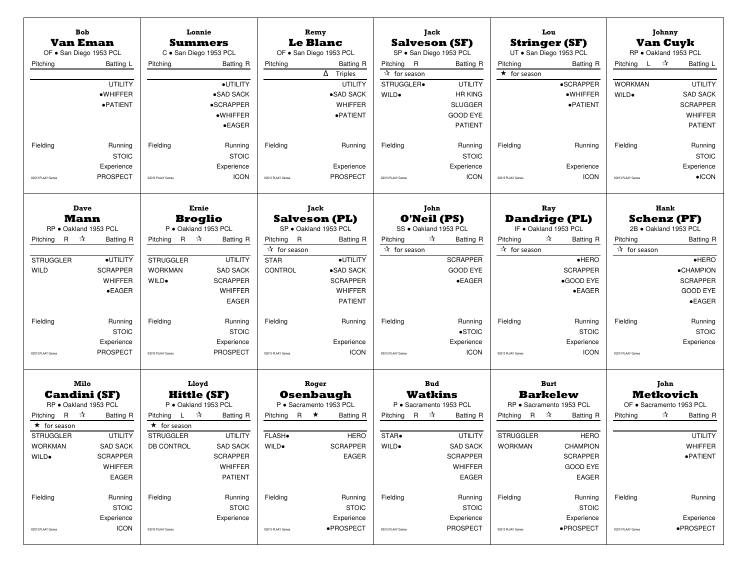### Bob Van Eman
OF • San Diego 1953 PCL

| Pitching | Batting L |
|---|---|
| | UTILITY |
| | •WHIFFER |
| | •PATIENT |
| Fielding | Running |
| | STOIC |
| | Experience |
| ©2013 PLAAY Games | PROSPECT |

### Lonnie Summers
C • San Diego 1953 PCL

| Pitching | Batting R |
|---|---|
| | •UTILITY |
| | •SAD SACK |
| | •SCRAPPER |
| | •WHIFFER |
| | •EAGER |
| Fielding | Running |
| | STOIC |
| | Experience |
| ©2013 PLAAY Games | ICON |

### Remy Le Blanc
OF • San Diego 1953 PCL

| Pitching | Batting R |
|---|---|
| | Δ Triples |
| | UTILITY |
| | •SAD SACK |
| | WHIFFER |
| | •PATIENT |
| Fielding | Running |
| | Experience |
| ©2013 PLAAY Games | PROSPECT |

### Jack Salveson (SF)
SP • San Diego 1953 PCL

| Pitching R | Batting R |
|---|---|
| ☆ for season | |
| STRUGGLER• | UTILITY |
| WILD• | HR KING |
| | SLUGGER |
| | GOOD EYE |
| | PATIENT |
| Fielding | Running |
| | STOIC |
| | Experience |
| ©2013 PLAAY Games | ICON |

### Lou Stringer (SF)
UT • San Diego 1953 PCL

| Pitching | Batting R |
|---|---|
| ★ for season | |
| | •SCRAPPER |
| | •WHIFFER |
| | •PATIENT |
| Fielding | Running |
| | Experience |
| ©2013 PLAAY Games | ICON |

### Johnny Van Cuyk
RP • Oakland 1953 PCL

| Pitching L ☆ | Batting L |
|---|---|
| WORKMAN | UTILITY |
| WILD• | SAD SACK |
| | SCRAPPER |
| | WHIFFER |
| | PATIENT |
| Fielding | Running |
| | STOIC |
| | Experience |
| ©2013 PLAAY Games | •ICON |

### Dave Mann
RP • Oakland 1953 PCL

| Pitching R ☆ | Batting R |
|---|---|
| STRUGGLER | •UTILITY |
| WILD | SCRAPPER |
| | WHIFFER |
| | •EAGER |
| Fielding | Running |
| | STOIC |
| | Experience |
| ©2013 PLAAY Games | PROSPECT |

### Ernie Broglio
P • Oakland 1953 PCL

| Pitching R ☆ | Batting R |
|---|---|
| STRUGGLER | UTILITY |
| WORKMAN | SAD SACK |
| WILD• | SCRAPPER |
| | WHIFFER |
| | EAGER |
| Fielding | Running |
| | STOIC |
| | Experience |
| ©2013 PLAAY Games | PROSPECT |

### Jack Salveson (PL)
SP • Oakland 1953 PCL

| Pitching R | Batting R |
|---|---|
| ☆ for season | |
| STAR | •UTILITY |
| CONTROL | •SAD SACK |
| | SCRAPPER |
| | WHIFFER |
| | PATIENT |
| Fielding | Running |
| | Experience |
| ©2013 PLAAY Games | ICON |

### John O'Neil (PS)
SS • Oakland 1953 PCL

| Pitching ☆ | Batting R |
|---|---|
| ☆ for season | |
| | SCRAPPER |
| | GOOD EYE |
| | •EAGER |
| Fielding | Running |
| | •STOIC |
| | Experience |
| ©2013 PLAAY Games | ICON |

### Ray Dandrige (PL)
IF • Oakland 1953 PCL

| Pitching ☆ | Batting R |
|---|---|
| ☆ for season | |
| | •HERO |
| | SCRAPPER |
| | •GOOD EYE |
| | •EAGER |
| Fielding | Running |
| | STOIC |
| | Experience |
| ©2013 PLAAY Games | ICON |

### Hank Schenz (PF)
2B • Oakland 1953 PCL

| Pitching | Batting R |
|---|---|
| ☆ for season | |
| | •HERO |
| | •CHAMPION |
| | SCRAPPER |
| | GOOD EYE |
| | •EAGER |
| Fielding | Running |
| | STOIC |
| | Experience |
| ©2013 PLAAY Games | |

### Milo Candini (SF)
RP • Oakland 1953 PCL

| Pitching R ☆ | Batting R |
|---|---|
| ★ for season | |
| STRUGGLER | UTILITY |
| WORKMAN | SAD SACK |
| WILD• | SCRAPPER |
| | WHIFFER |
| | EAGER |
| Fielding | Running |
| | STOIC |
| | Experience |
| ©2013 PLAAY Games | ICON |

### Lloyd Hittle (SF)
P • Oakland 1953 PCL

| Pitching L ☆ | Batting R |
|---|---|
| ★ for season | |
| STRUGGLER | UTILITY |
| DB CONTROL | SAD SACK |
| | SCRAPPER |
| | WHIFFER |
| | PATIENT |
| Fielding | Running |
| | STOIC |
| | Experience |
| ©2013 PLAAY Games | |

### Roger Osenbaugh
P • Sacramento 1953 PCL

| Pitching R ★ | Batting R |
|---|---|
| FLASH• | HERO |
| WILD• | SCRAPPER |
| | EAGER |
| Fielding | Running |
| | STOIC |
| | Experience |
| ©2013 PLAAY Games | •PROSPECT |

### Bud Watkins
P • Sacramento 1953 PCL

| Pitching R ☆ | Batting R |
|---|---|
| STAR• | UTILITY |
| WILD• | SAD SACK |
| | SCRAPPER |
| | WHIFFER |
| | EAGER |
| Fielding | Running |
| | STOIC |
| | Experience |
| ©2013 PLAAY Games | PROSPECT |

### Burt Barkelew
RP • Sacramento 1953 PCL

| Pitching R ☆ | Batting R |
|---|---|
| STRUGGLER | HERO |
| WORKMAN | CHAMPION |
| | SCRAPPER |
| | GOOD EYE |
| | EAGER |
| Fielding | Running |
| | STOIC |
| | Experience |
| ©2013 PLAAY Games | •PROSPECT |

### John Metkovich
OF • Sacramento 1953 PCL

| Pitching ☆ | Batting R |
|---|---|
| | UTILITY |
| | WHIFFER |
| | •PATIENT |
| Fielding | Running |
| | Experience |
| ©2013 PLAAY Games | •PROSPECT |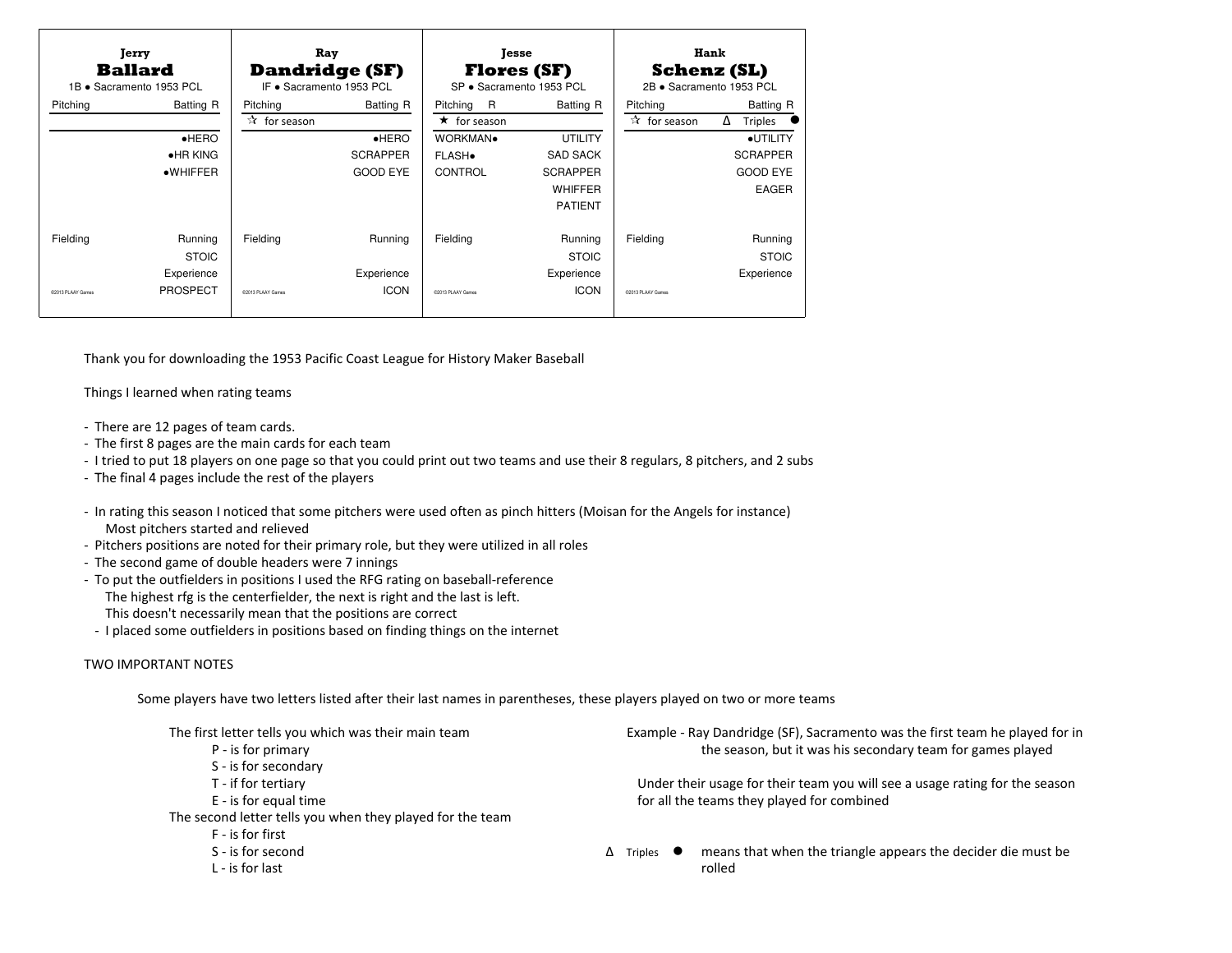| Jerry **Ballard** 1B • Sacramento 1953 PCL | Ray **Dandridge (SF)** IF • Sacramento 1953 PCL | Jesse **Flores (SF)** SP • Sacramento 1953 PCL | Hank **Schenz (SL)** 2B • Sacramento 1953 PCL |
|---|---|---|---|
| Pitching / Batting R | Pitching / Batting R | Pitching R / Batting R | Pitching / Batting R |
| | ☆ for season | ★ for season | ☆ for season / Δ Triples ● |
| •HERO | •HERO | WORKMAN• / UTILITY | •UTILITY |
| •HR KING | SCRAPPER | FLASH• / SAD SACK | SCRAPPER |
| •WHIFFER | GOOD EYE | CONTROL / SCRAPPER | GOOD EYE |
| | | WHIFFER | EAGER |
| | | PATIENT | |
| Fielding / Running | Fielding / Running | Fielding / Running | Fielding / Running |
| STOIC | | STOIC | STOIC |
| Experience | Experience | Experience | Experience |
| ©2013 PLAAY Games / PROSPECT | ©2013 PLAAY Games / ICON | ©2013 PLAAY Games / ICON | ©2013 PLAAY Games |

Thank you for downloading the 1953 Pacific Coast League for History Maker Baseball

Things I learned when rating teams

- There are 12 pages of team cards.
- The first 8 pages are the main cards for each team
- I tried to put 18 players on one page so that you could print out two teams and use their 8 regulars, 8 pitchers, and 2 subs
- The final 4 pages include the rest of the players

- In rating this season I noticed that some pitchers were used often as pinch hitters (Moisan for the Angels for instance)
  Most pitchers started and relieved
- Pitchers positions are noted for their primary role, but they were utilized in all roles
- The second game of double headers were 7 innings
- To put the outfielders in positions I used the RFG rating on baseball-reference
  The highest rfg is the centerfielder, the next is right and the last is left.
  This doesn't necessarily mean that the positions are correct
- I placed some outfielders in positions based on finding things on the internet

TWO IMPORTANT NOTES

Some players have two letters listed after their last names in parentheses, these players played on two or more teams

The first letter tells you which was their main team
- P - is for primary
- S - is for secondary
- T - if for tertiary
- E - is for equal time

The second letter tells you when they played for the team
- F - is for first
- S - is for second
- L - is for last

Example - Ray Dandridge (SF), Sacramento was the first team he played for in the season, but it was his secondary team for games played

Under their usage for their team you will see a usage rating for the season for all the teams they played for combined

Δ Triples ● means that when the triangle appears the decider die must be rolled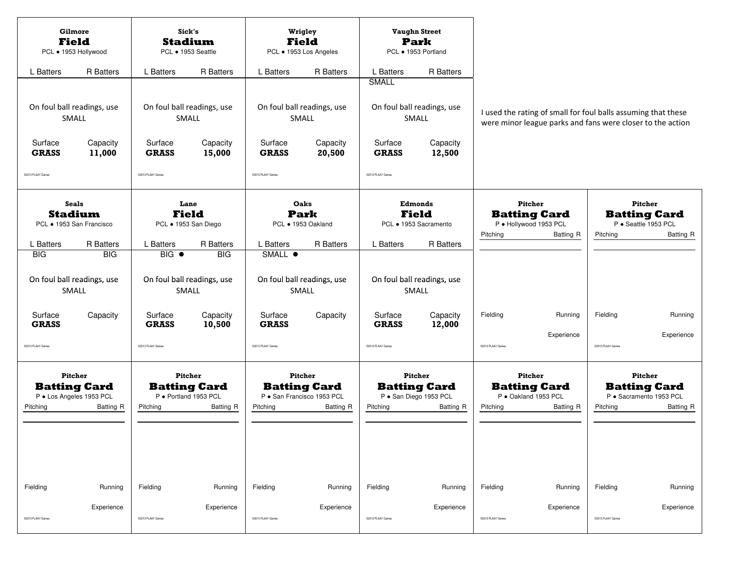**Gilmore**
### Field
PCL ● 1953 Hollywood

| L Batters | R Batters |
|---|---|
| | |

On foul ball readings, use SMALL

| Surface | Capacity |
|---|---|
| **GRASS** | **11,000** |

©2013 PLAAY Games

---

**Sick's**
### Stadium
PCL ● 1953 Seattle

| L Batters | R Batters |
|---|---|
| | |

On foul ball readings, use SMALL

| Surface | Capacity |
|---|---|
| **GRASS** | **15,000** |

©2013 PLAAY Games

---

**Wrigley**
### Field
PCL ● 1953 Los Angeles

| L Batters | R Batters |
|---|---|
| | |

On foul ball readings, use SMALL

| Surface | Capacity |
|---|---|
| **GRASS** | **20,500** |

©2013 PLAAY Games

---

**Vaughn Street**
### Park
PCL ● 1953 Portland

| L Batters | R Batters |
|---|---|
| SMALL | |

On foul ball readings, use SMALL

| Surface | Capacity |
|---|---|
| **GRASS** | **12,500** |

©2013 PLAAY Games

---

I used the rating of small for foul balls assuming that these were minor league parks and fans were closer to the action

---

**Seals**
### Stadium
PCL ● 1953 San Francisco

| L Batters | R Batters |
|---|---|
| BIG | BIG |

On foul ball readings, use SMALL

| Surface | Capacity |
|---|---|
| **GRASS** | |

©2013 PLAAY Games

---

**Lane**
### Field
PCL ● 1953 San Diego

| L Batters | R Batters |
|---|---|
| BIG ● | BIG |

On foul ball readings, use SMALL

| Surface | Capacity |
|---|---|
| **GRASS** | **10,500** |

©2013 PLAAY Games

---

**Oaks**
### Park
PCL ● 1953 Oakland

| L Batters | R Batters |
|---|---|
| SMALL ● | |

On foul ball readings, use SMALL

| Surface | Capacity |
|---|---|
| **GRASS** | |

©2013 PLAAY Games

---

**Edmonds**
### Field
PCL ● 1953 Sacramento

| L Batters | R Batters |
|---|---|
| | |

On foul ball readings, use SMALL

| Surface | Capacity |
|---|---|
| **GRASS** | **12,000** |

©2013 PLAAY Games

---

**Pitcher**
### Batting Card
P ● Hollywood 1953 PCL

Pitching | Batting R

Fielding | Running

Experience

©2013 PLAAY Games

---

**Pitcher**
### Batting Card
P ● Seattle 1953 PCL

Pitching | Batting R

Fielding | Running

Experience

©2013 PLAAY Games

---

**Pitcher**
### Batting Card
P ● Los Angeles 1953 PCL

Pitching | Batting R

Fielding | Running

Experience

©2013 PLAAY Games

---

**Pitcher**
### Batting Card
P ● Portland 1953 PCL

Pitching | Batting R

Fielding | Running

Experience

©2013 PLAAY Games

---

**Pitcher**
### Batting Card
P ● San Francisco 1953 PCL

Pitching | Batting R

Fielding | Running

Experience

©2013 PLAAY Games

---

**Pitcher**
### Batting Card
P ● San Diego 1953 PCL

Pitching | Batting R

Fielding | Running

Experience

©2013 PLAAY Games

---

**Pitcher**
### Batting Card
P ● Oakland 1953 PCL

Pitching | Batting R

Fielding | Running

Experience

©2013 PLAAY Games

---

**Pitcher**
### Batting Card
P ● Sacramento 1953 PCL

Pitching | Batting R

Fielding | Running

Experience

©2013 PLAAY Games